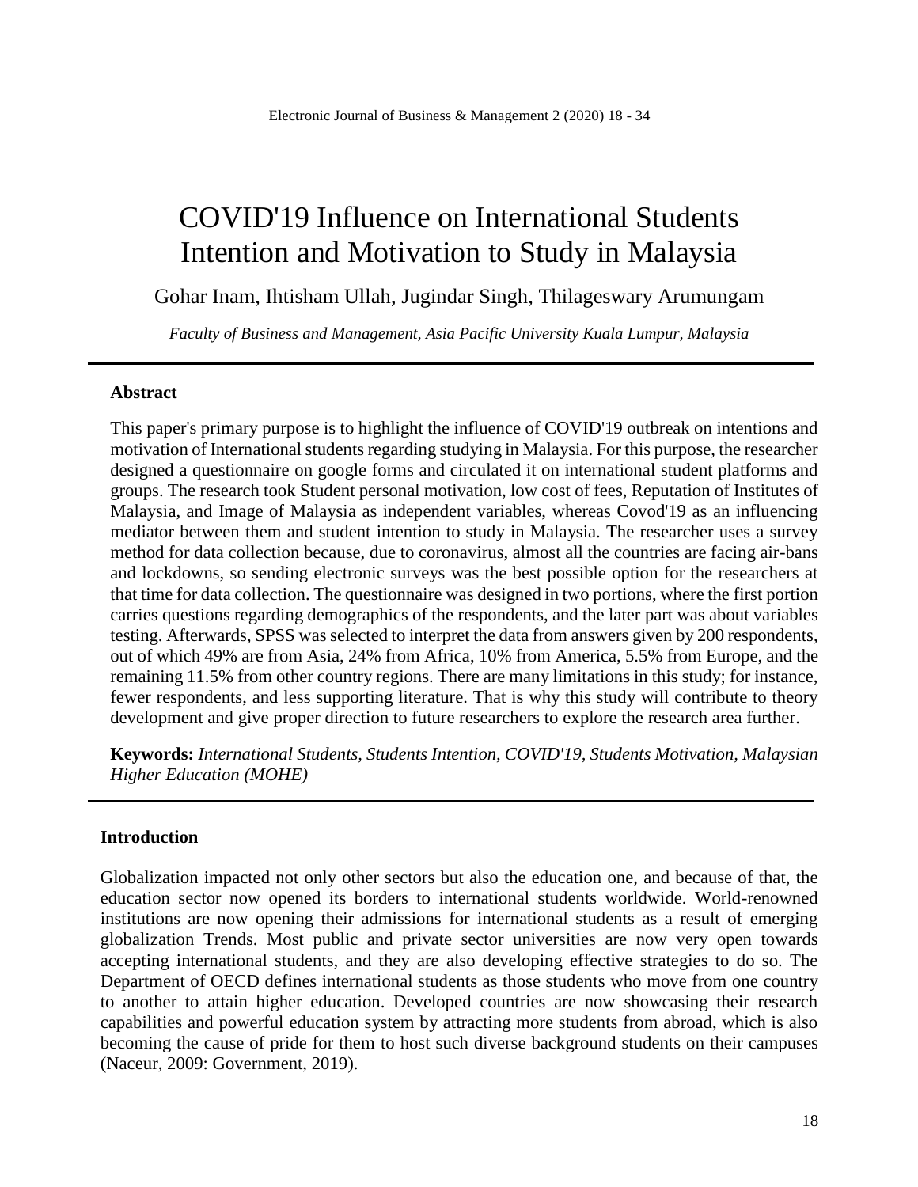# COVID'19 Influence on International Students Intention and Motivation to Study in Malaysia

Gohar Inam, Ihtisham Ullah, Jugindar Singh, Thilageswary Arumungam

*Faculty of Business and Management, Asia Pacific University Kuala Lumpur, Malaysia*

## Abstract

This paper's primary purpose is to highlight the influence of COVID'19 outbreak on intentions and motivation of International students regarding studying in Malaysia. For this purpose, the researcher designed a questionnaire on google forms and circulated it on international student platforms and groups. The research took Student personal motivation, low cost of fees, Reputation of Institutes of Malaysia, and Image of Malaysia as independent variables, whereas Covod'19 as an influencing mediator between them and student intention to study in Malaysia. The researcher uses a survey method for data collection because, due to coronavirus, almost all the countries are facing air-bans and lockdowns, so sending electronic surveys was the best possible option for the researchers at that time for data collection. The questionnaire was designed in two portions, where the first portion carries questions regarding demographics of the respondents, and the later part was about variables testing. Afterwards, SPSS was selected to interpret the data from answers given by 200 respondents, out of which 49% are from Asia, 24% from Africa, 10% from America, 5.5% from Europe, and the remaining 11.5% from other country regions. There are many limitations in this study; for instance, fewer respondents, and less supporting literature. That is why this study will contribute to theory development and give proper direction to future researchers to explore the research area further.

**Keywords:** *International Students, Students Intention, COVID'19, Students Motivation, Malaysian Higher Education (MOHE)*

## Introduction

Globalization impacted not only other sectors but also the education one, and because of that, the education sector now opened its borders to international students worldwide. World-renowned institutions are now opening their admissions for international students as a result of emerging globalization Trends. Most public and private sector universities are now very open towards accepting international students, and they are also developing effective strategies to do so. The Department of OECD defines international students as those students who move from one country to another to attain higher education. Developed countries are now showcasing their research capabilities and powerful education system by attracting more students from abroad, which is also becoming the cause of pride for them to host such diverse background students on their campuses (Naceur, 2009: Government, 2019).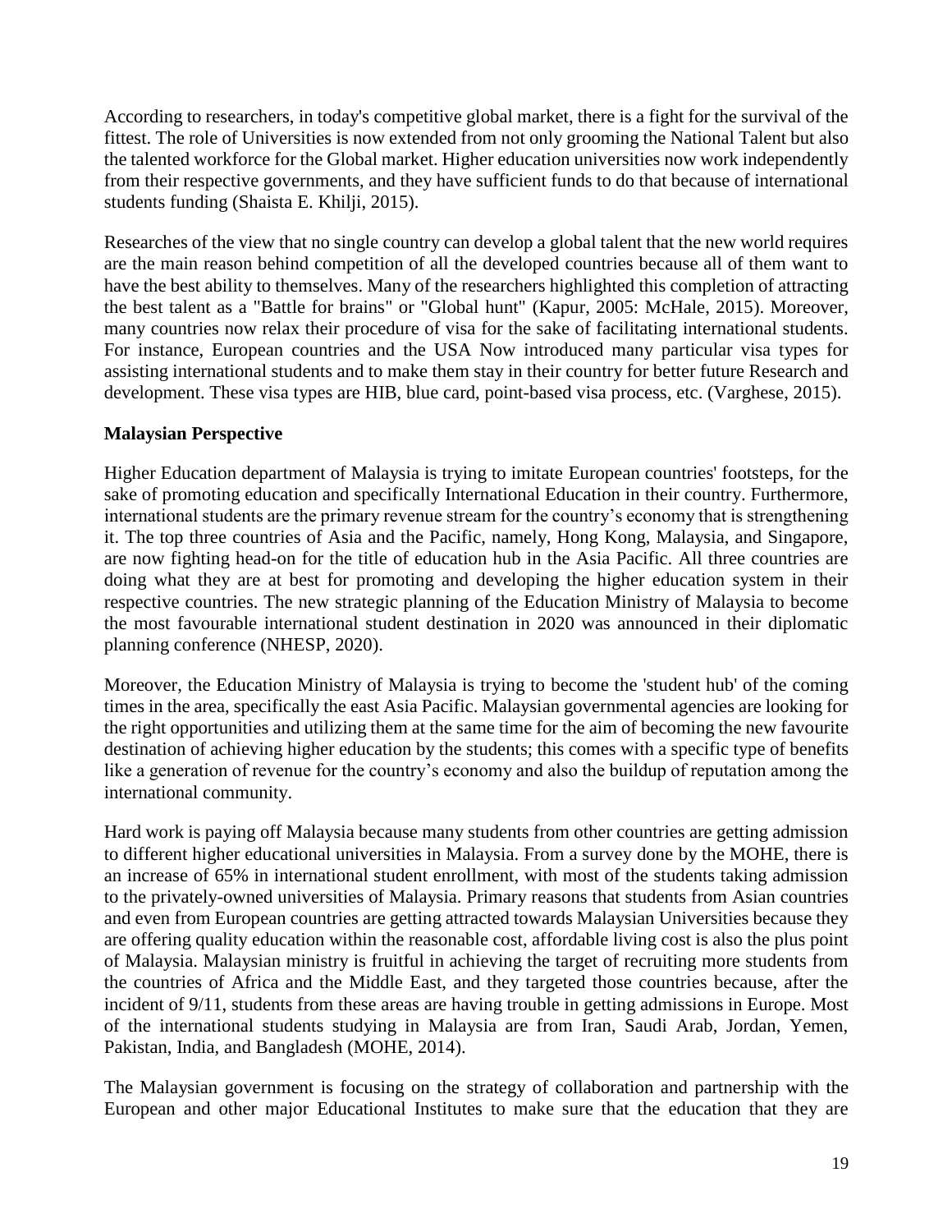According to researchers, in today's competitive global market, there is a fight for the survival of the fittest. The role of Universities is now extended from not only grooming the National Talent but also the talented workforce for the Global market. Higher education universities now work independently from their respective governments, and they have sufficient funds to do that because of international students funding (Shaista E. Khilji, 2015).

Researches of the view that no single country can develop a global talent that the new world requires are the main reason behind competition of all the developed countries because all of them want to have the best ability to themselves. Many of the researchers highlighted this completion of attracting the best talent as a "Battle for brains" or "Global hunt" (Kapur, 2005: McHale, 2015). Moreover, many countries now relax their procedure of visa for the sake of facilitating international students. For instance, European countries and the USA Now introduced many particular visa types for assisting international students and to make them stay in their country for better future Research and development. These visa types are HIB, blue card, point-based visa process, etc. (Varghese, 2015).

**Malaysian Perspective**

Higher Education department of Malaysia is trying to imitate European countries' footsteps, for the sake of promoting education and specifically International Education in their country. Furthermore, international students are the primary revenue stream for the country's economy that is strengthening it. The top three countries of Asia and the Pacific, namely, Hong Kong, Malaysia, and Singapore, are now fighting head-on for the title of education hub in the Asia Pacific. All three countries are doing what they are at best for promoting and developing the higher education system in their respective countries. The new strategic planning of the Education Ministry of Malaysia to become the most favourable international student destination in 2020 was announced in their diplomatic planning conference (NHESP, 2020).

Moreover, the Education Ministry of Malaysia is trying to become the 'student hub' of the coming times in the area, specifically the east Asia Pacific. Malaysian governmental agencies are looking for the right opportunities and utilizing them at the same time for the aim of becoming the new favourite destination of achieving higher education by the students; this comes with a specific type of benefits like a generation of revenue for the country's economy and also the buildup of reputation among the international community.

Hard work is paying off Malaysia because many students from other countries are getting admission to different higher educational universities in Malaysia. From a survey done by the MOHE, there is an increase of 65% in international student enrollment, with most of the students taking admission to the privately-owned universities of Malaysia. Primary reasons that students from Asian countries and even from European countries are getting attracted towards Malaysian Universities because they are offering quality education within the reasonable cost, affordable living cost is also the plus point of Malaysia. Malaysian ministry is fruitful in achieving the target of recruiting more students from the countries of Africa and the Middle East, and they targeted those countries because, after the incident of 9/11, students from these areas are having trouble in getting admissions in Europe. Most of the international students studying in Malaysia are from Iran, Saudi Arab, Jordan, Yemen, Pakistan, India, and Bangladesh (MOHE, 2014).

The Malaysian government is focusing on the strategy of collaboration and partnership with the European and other major Educational Institutes to make sure that the education that they are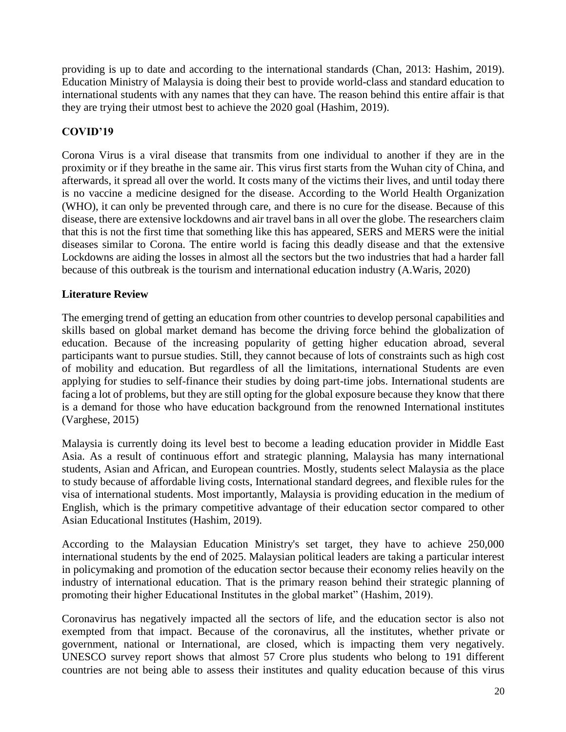providing is up to date and according to the international standards (Chan, 2013: Hashim, 2019). Education Ministry of Malaysia is doing their best to provide world-class and standard education to international students with any names that they can have. The reason behind this entire affair is that they are trying their utmost best to achieve the 2020 goal (Hashim, 2019).

## COVID'19

Corona Virus is a viral disease that transmits from one individual to another if they are in the proximity or if they breathe in the same air. This virus first starts from the Wuhan city of China, and afterwards, it spread all over the world. It costs many of the victims their lives, and until today there is no vaccine a medicine designed for the disease. According to the World Health Organization (WHO), it can only be prevented through care, and there is no cure for the disease. Because of this disease, there are extensive lockdowns and air travel bans in all over the globe. The researchers claim that this is not the first time that something like this has appeared, SERS and MERS were the initial diseases similar to Corona. The entire world is facing this deadly disease and that the extensive Lockdowns are aiding the losses in almost all the sectors but the two industries that had a harder fall because of this outbreak is the tourism and international education industry (A.Waris, 2020)

## Literature Review

The emerging trend of getting an education from other countries to develop personal capabilities and skills based on global market demand has become the driving force behind the globalization of education. Because of the increasing popularity of getting higher education abroad, several participants want to pursue studies. Still, they cannot because of lots of constraints such as high cost of mobility and education. But regardless of all the limitations, international Students are even applying for studies to self-finance their studies by doing part-time jobs. International students are facing a lot of problems, but they are still opting for the global exposure because they know that there is a demand for those who have education background from the renowned International institutes (Varghese, 2015)

Malaysia is currently doing its level best to become a leading education provider in Middle East Asia. As a result of continuous effort and strategic planning, Malaysia has many international students, Asian and African, and European countries. Mostly, students select Malaysia as the place to study because of affordable living costs, International standard degrees, and flexible rules for the visa of international students. Most importantly, Malaysia is providing education in the medium of English, which is the primary competitive advantage of their education sector compared to other Asian Educational Institutes (Hashim, 2019).

According to the Malaysian Education Ministry's set target, they have to achieve 250,000 international students by the end of 2025. Malaysian political leaders are taking a particular interest in policymaking and promotion of the education sector because their economy relies heavily on the industry of international education. That is the primary reason behind their strategic planning of promoting their higher Educational Institutes in the global market" (Hashim, 2019).

Coronavirus has negatively impacted all the sectors of life, and the education sector is also not exempted from that impact. Because of the coronavirus, all the institutes, whether private or government, national or International, are closed, which is impacting them very negatively. UNESCO survey report shows that almost 57 Crore plus students who belong to 191 different countries are not being able to assess their institutes and quality education because of this virus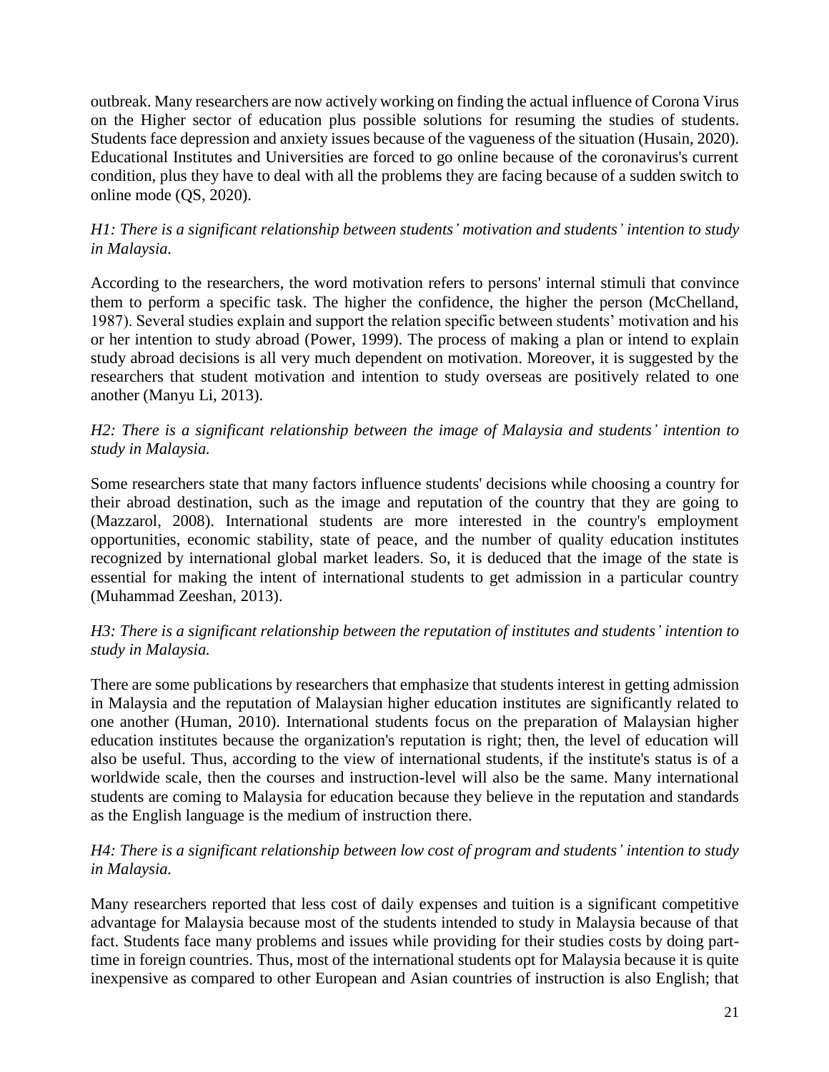outbreak. Many researchers are now actively working on finding the actual influence of Corona Virus on the Higher sector of education plus possible solutions for resuming the studies of students. Students face depression and anxiety issues because of the vagueness of the situation (Husain, 2020). Educational Institutes and Universities are forced to go online because of the coronavirus's current condition, plus they have to deal with all the problems they are facing because of a sudden switch to online mode (QS, 2020).

*H1: There is a significant relationship between students' motivation and students' intention to study in Malaysia.*

According to the researchers, the word motivation refers to persons' internal stimuli that convince them to perform a specific task. The higher the confidence, the higher the person (McChelland, 1987). Several studies explain and support the relation specific between students' motivation and his or her intention to study abroad (Power, 1999). The process of making a plan or intend to explain study abroad decisions is all very much dependent on motivation. Moreover, it is suggested by the researchers that student motivation and intention to study overseas are positively related to one another (Manyu Li, 2013).

*H2: There is a significant relationship between the image of Malaysia and students' intention to study in Malaysia.*

Some researchers state that many factors influence students' decisions while choosing a country for their abroad destination, such as the image and reputation of the country that they are going to (Mazzarol, 2008). International students are more interested in the country's employment opportunities, economic stability, state of peace, and the number of quality education institutes recognized by international global market leaders. So, it is deduced that the image of the state is essential for making the intent of international students to get admission in a particular country (Muhammad Zeeshan, 2013).

*H3: There is a significant relationship between the reputation of institutes and students' intention to study in Malaysia.*

There are some publications by researchers that emphasize that students interest in getting admission in Malaysia and the reputation of Malaysian higher education institutes are significantly related to one another (Human, 2010). International students focus on the preparation of Malaysian higher education institutes because the organization's reputation is right; then, the level of education will also be useful. Thus, according to the view of international students, if the institute's status is of a worldwide scale, then the courses and instruction-level will also be the same. Many international students are coming to Malaysia for education because they believe in the reputation and standards as the English language is the medium of instruction there.

*H4: There is a significant relationship between low cost of program and students' intention to study in Malaysia.*

Many researchers reported that less cost of daily expenses and tuition is a significant competitive advantage for Malaysia because most of the students intended to study in Malaysia because of that fact. Students face many problems and issues while providing for their studies costs by doing part-time in foreign countries. Thus, most of the international students opt for Malaysia because it is quite inexpensive as compared to other European and Asian countries of instruction is also English; that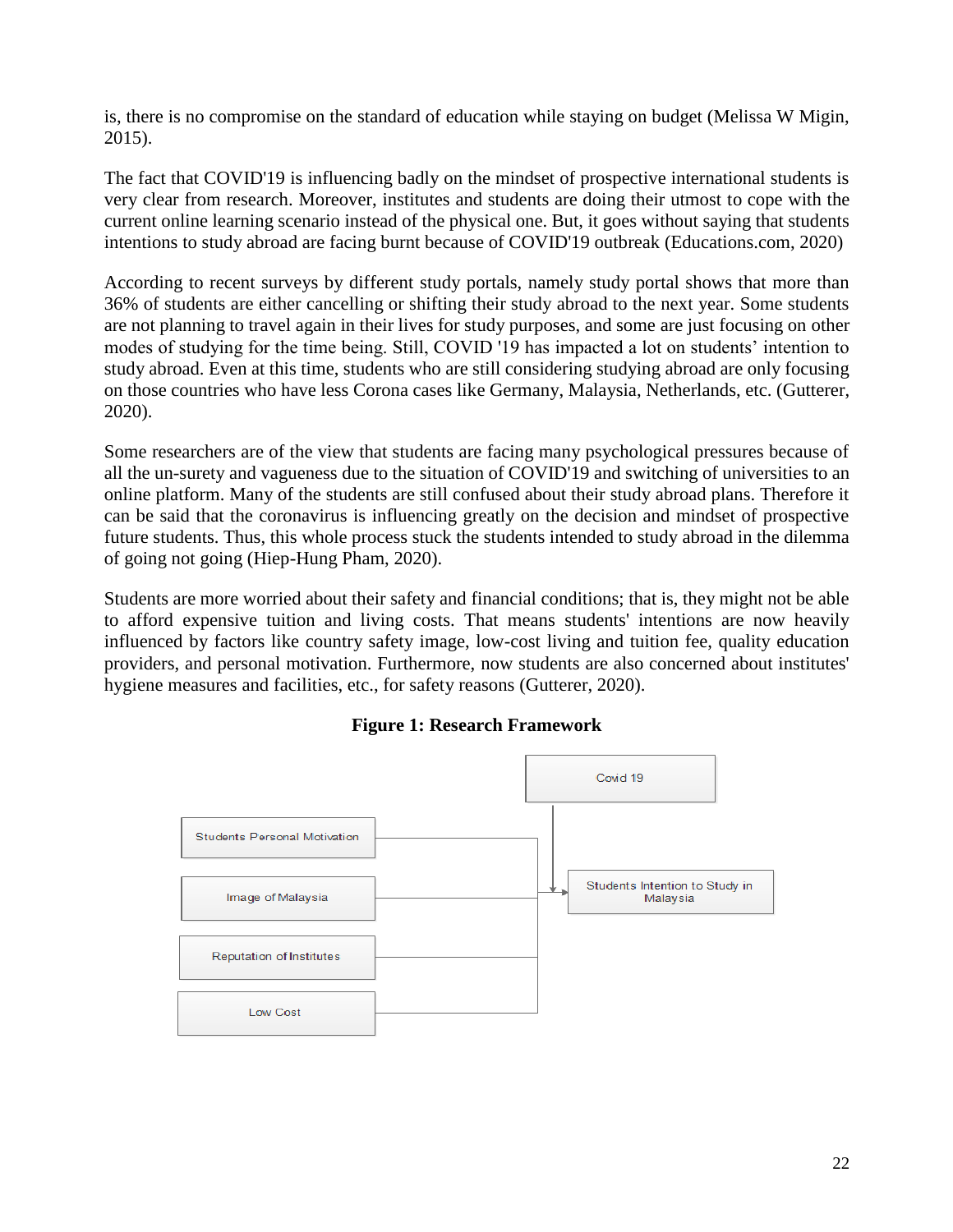is, there is no compromise on the standard of education while staying on budget (Melissa W Migin, 2015).

The fact that COVID'19 is influencing badly on the mindset of prospective international students is very clear from research. Moreover, institutes and students are doing their utmost to cope with the current online learning scenario instead of the physical one. But, it goes without saying that students intentions to study abroad are facing burnt because of COVID'19 outbreak (Educations.com, 2020)

According to recent surveys by different study portals, namely study portal shows that more than 36% of students are either cancelling or shifting their study abroad to the next year. Some students are not planning to travel again in their lives for study purposes, and some are just focusing on other modes of studying for the time being. Still, COVID '19 has impacted a lot on students' intention to study abroad. Even at this time, students who are still considering studying abroad are only focusing on those countries who have less Corona cases like Germany, Malaysia, Netherlands, etc. (Gutterer, 2020).

Some researchers are of the view that students are facing many psychological pressures because of all the un-surety and vagueness due to the situation of COVID'19 and switching of universities to an online platform. Many of the students are still confused about their study abroad plans. Therefore it can be said that the coronavirus is influencing greatly on the decision and mindset of prospective future students. Thus, this whole process stuck the students intended to study abroad in the dilemma of going not going (Hiep-Hung Pham, 2020).

Students are more worried about their safety and financial conditions; that is, they might not be able to afford expensive tuition and living costs. That means students' intentions are now heavily influenced by factors like country safety image, low-cost living and tuition fee, quality education providers, and personal motivation. Furthermore, now students are also concerned about institutes' hygiene measures and facilities, etc., for safety reasons (Gutterer, 2020).

**Figure 1: Research Framework**

Covid 19

Students Personal Motivation

Image of Malaysia

Reputation of Institutes

Low Cost

Students Intention to Study in Malaysia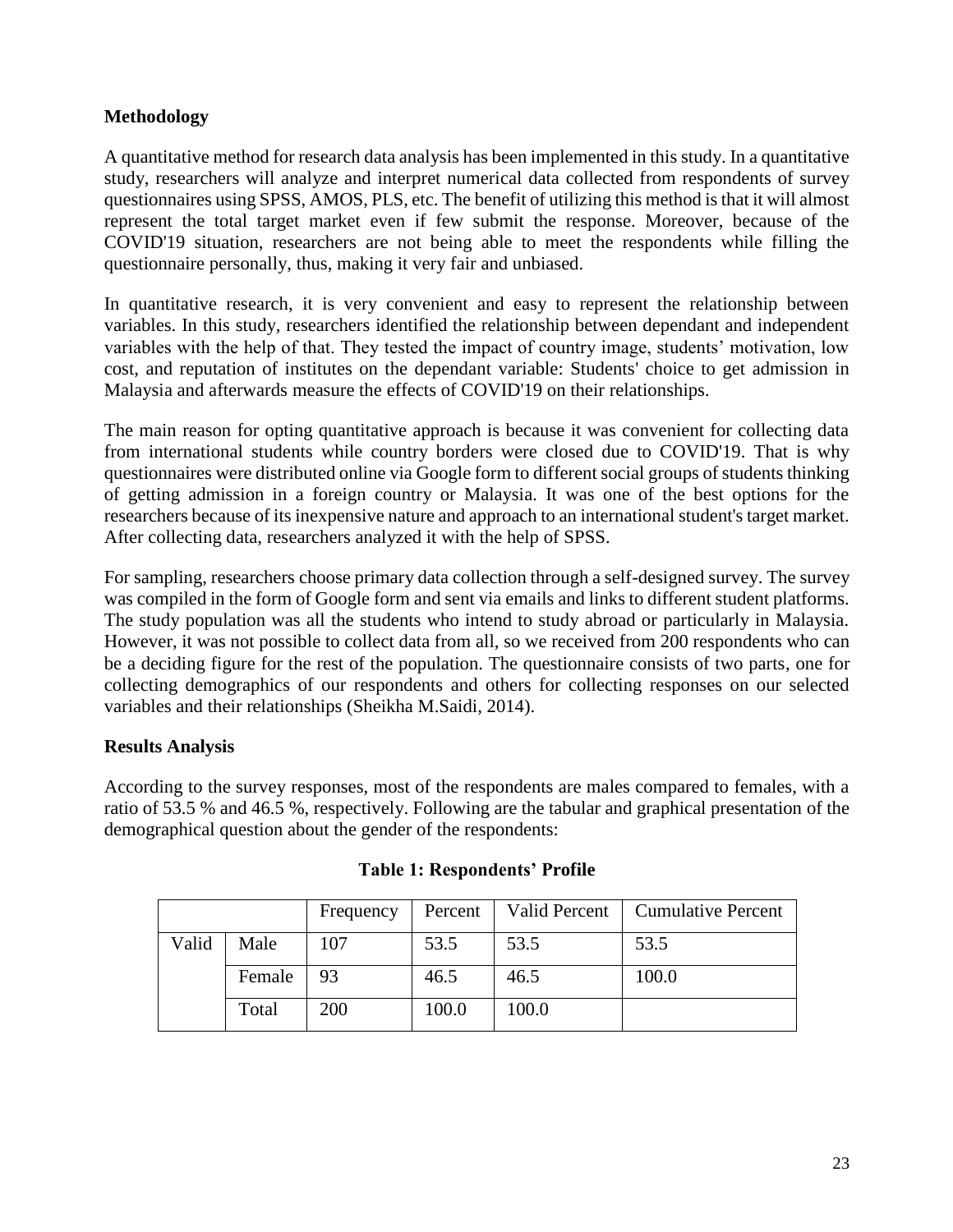## Methodology

A quantitative method for research data analysis has been implemented in this study. In a quantitative study, researchers will analyze and interpret numerical data collected from respondents of survey questionnaires using SPSS, AMOS, PLS, etc. The benefit of utilizing this method is that it will almost represent the total target market even if few submit the response. Moreover, because of the COVID'19 situation, researchers are not being able to meet the respondents while filling the questionnaire personally, thus, making it very fair and unbiased.

In quantitative research, it is very convenient and easy to represent the relationship between variables. In this study, researchers identified the relationship between dependant and independent variables with the help of that. They tested the impact of country image, students' motivation, low cost, and reputation of institutes on the dependant variable: Students' choice to get admission in Malaysia and afterwards measure the effects of COVID'19 on their relationships.

The main reason for opting quantitative approach is because it was convenient for collecting data from international students while country borders were closed due to COVID'19. That is why questionnaires were distributed online via Google form to different social groups of students thinking of getting admission in a foreign country or Malaysia. It was one of the best options for the researchers because of its inexpensive nature and approach to an international student's target market. After collecting data, researchers analyzed it with the help of SPSS.

For sampling, researchers choose primary data collection through a self-designed survey. The survey was compiled in the form of Google form and sent via emails and links to different student platforms. The study population was all the students who intend to study abroad or particularly in Malaysia. However, it was not possible to collect data from all, so we received from 200 respondents who can be a deciding figure for the rest of the population. The questionnaire consists of two parts, one for collecting demographics of our respondents and others for collecting responses on our selected variables and their relationships (Sheikha M.Saidi, 2014).

## Results Analysis

According to the survey responses, most of the respondents are males compared to females, with a ratio of 53.5 % and 46.5 %, respectively. Following are the tabular and graphical presentation of the demographical question about the gender of the respondents:

**Table 1: Respondents' Profile**

| | | Frequency | Percent | Valid Percent | Cumulative Percent |
|---|---|---|---|---|---|
| Valid | Male | 107 | 53.5 | 53.5 | 53.5 |
| | Female | 93 | 46.5 | 46.5 | 100.0 |
| | Total | 200 | 100.0 | 100.0 | |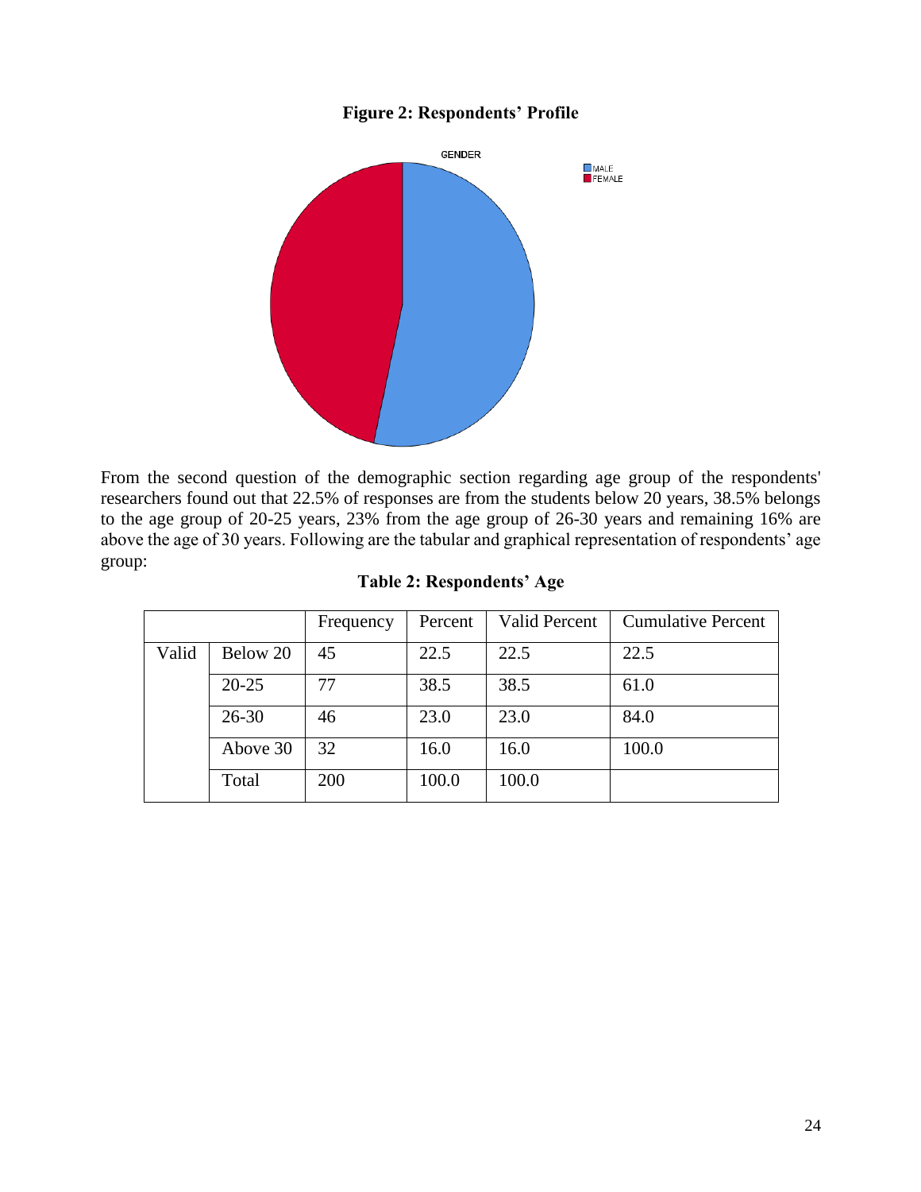**Figure 2: Respondents' Profile**

From the second question of the demographic section regarding age group of the respondents' researchers found out that 22.5% of responses are from the students below 20 years, 38.5% belongs to the age group of 20-25 years, 23% from the age group of 26-30 years and remaining 16% are above the age of 30 years. Following are the tabular and graphical representation of respondents' age group:

**Table 2: Respondents' Age**

| | | Frequency | Percent | Valid Percent | Cumulative Percent |
|---|---|---|---|---|---|
| Valid | Below 20 | 45 | 22.5 | 22.5 | 22.5 |
| | 20-25 | 77 | 38.5 | 38.5 | 61.0 |
| | 26-30 | 46 | 23.0 | 23.0 | 84.0 |
| | Above 30 | 32 | 16.0 | 16.0 | 100.0 |
| | Total | 200 | 100.0 | 100.0 | |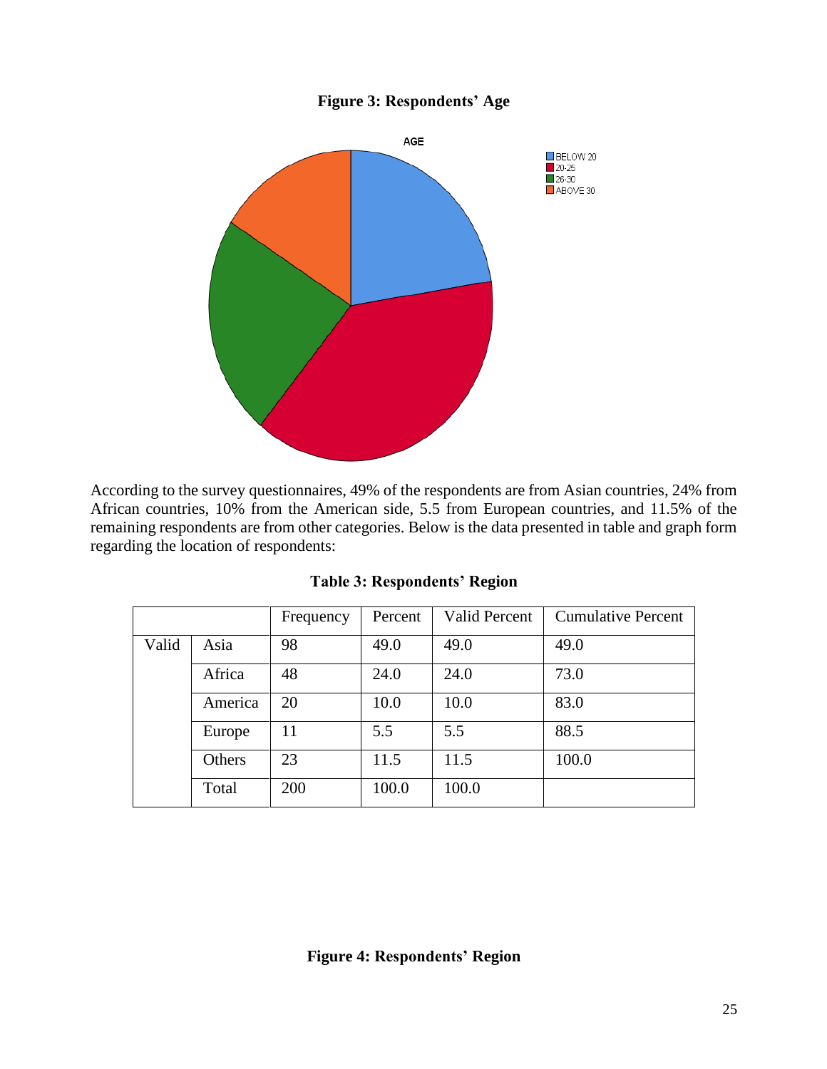**Figure 3: Respondents' Age**

According to the survey questionnaires, 49% of the respondents are from Asian countries, 24% from African countries, 10% from the American side, 5.5 from European countries, and 11.5% of the remaining respondents are from other categories. Below is the data presented in table and graph form regarding the location of respondents:

**Table 3: Respondents' Region**

| | | Frequency | Percent | Valid Percent | Cumulative Percent |
|---|---|---|---|---|---|
| Valid | Asia | 98 | 49.0 | 49.0 | 49.0 |
| | Africa | 48 | 24.0 | 24.0 | 73.0 |
| | America | 20 | 10.0 | 10.0 | 83.0 |
| | Europe | 11 | 5.5 | 5.5 | 88.5 |
| | Others | 23 | 11.5 | 11.5 | 100.0 |
| | Total | 200 | 100.0 | 100.0 | |

**Figure 4: Respondents' Region**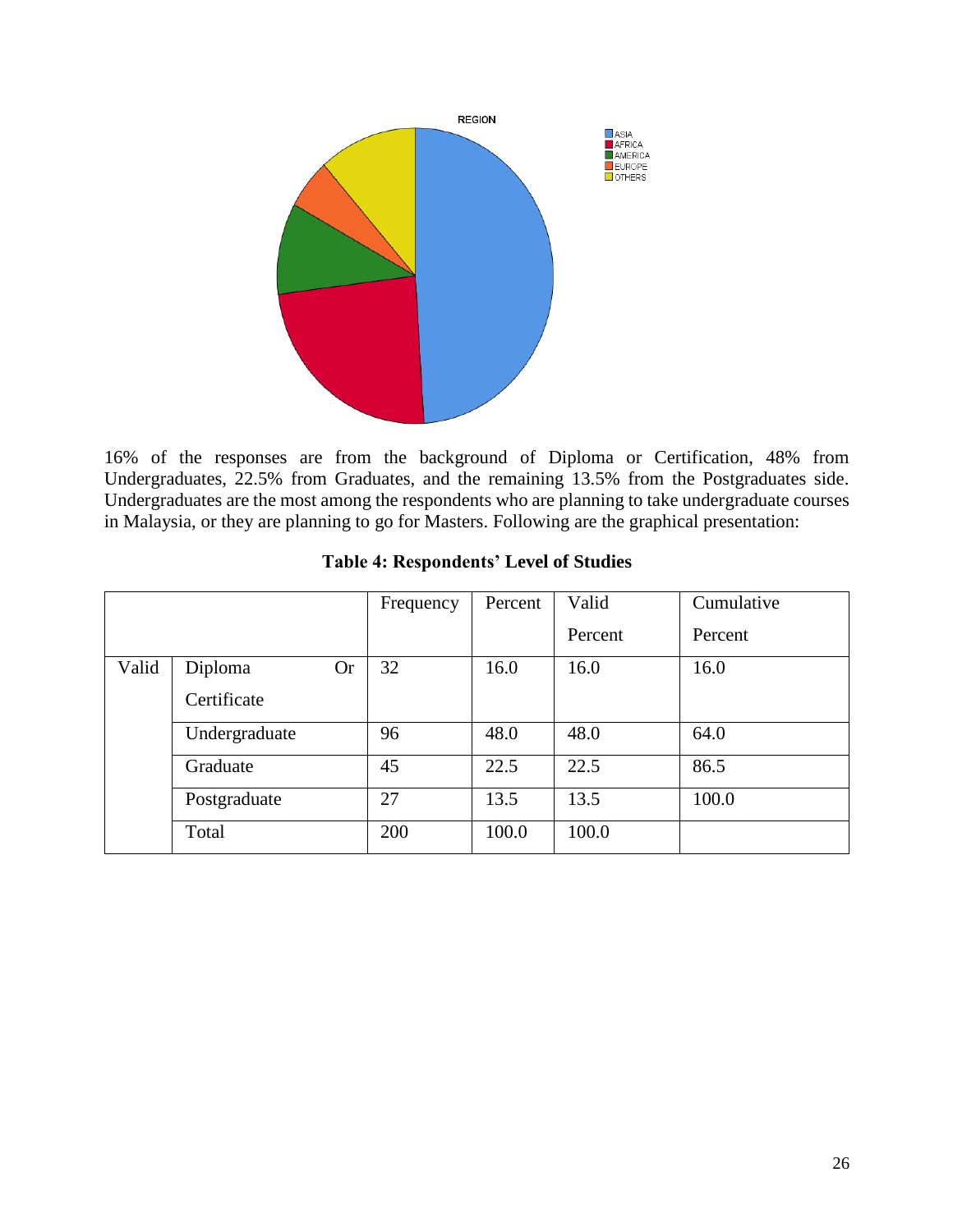16% of the responses are from the background of Diploma or Certification, 48% from Undergraduates, 22.5% from Graduates, and the remaining 13.5% from the Postgraduates side. Undergraduates are the most among the respondents who are planning to take undergraduate courses in Malaysia, or they are planning to go for Masters. Following are the graphical presentation:

**Table 4: Respondents' Level of Studies**

| | | Frequency | Percent | Valid Percent | Cumulative Percent |
|---|---|---|---|---|---|
| Valid | Diploma Or Certificate | 32 | 16.0 | 16.0 | 16.0 |
| | Undergraduate | 96 | 48.0 | 48.0 | 64.0 |
| | Graduate | 45 | 22.5 | 22.5 | 86.5 |
| | Postgraduate | 27 | 13.5 | 13.5 | 100.0 |
| | Total | 200 | 100.0 | 100.0 | |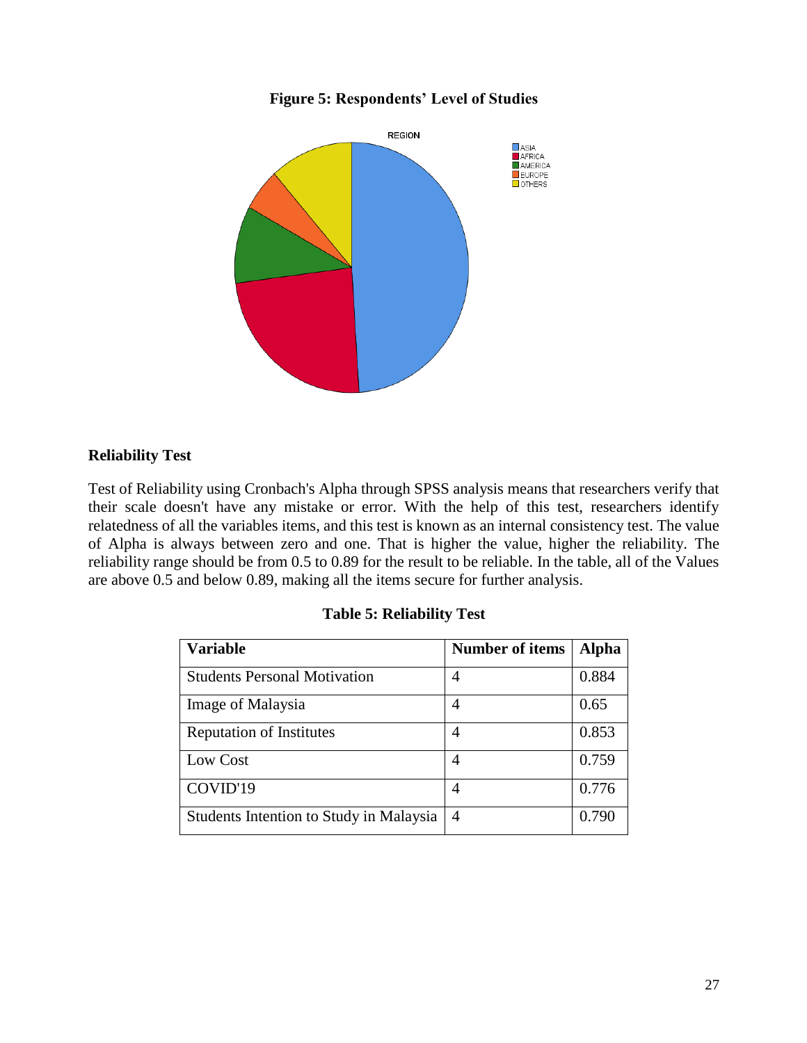**Figure 5: Respondents' Level of Studies**

### Reliability Test

Test of Reliability using Cronbach's Alpha through SPSS analysis means that researchers verify that their scale doesn't have any mistake or error. With the help of this test, researchers identify relatedness of all the variables items, and this test is known as an internal consistency test. The value of Alpha is always between zero and one. That is higher the value, higher the reliability. The reliability range should be from 0.5 to 0.89 for the result to be reliable. In the table, all of the Values are above 0.5 and below 0.89, making all the items secure for further analysis.

**Table 5: Reliability Test**

| Variable | Number of items | Alpha |
|---|---|---|
| Students Personal Motivation | 4 | 0.884 |
| Image of Malaysia | 4 | 0.65 |
| Reputation of Institutes | 4 | 0.853 |
| Low Cost | 4 | 0.759 |
| COVID'19 | 4 | 0.776 |
| Students Intention to Study in Malaysia | 4 | 0.790 |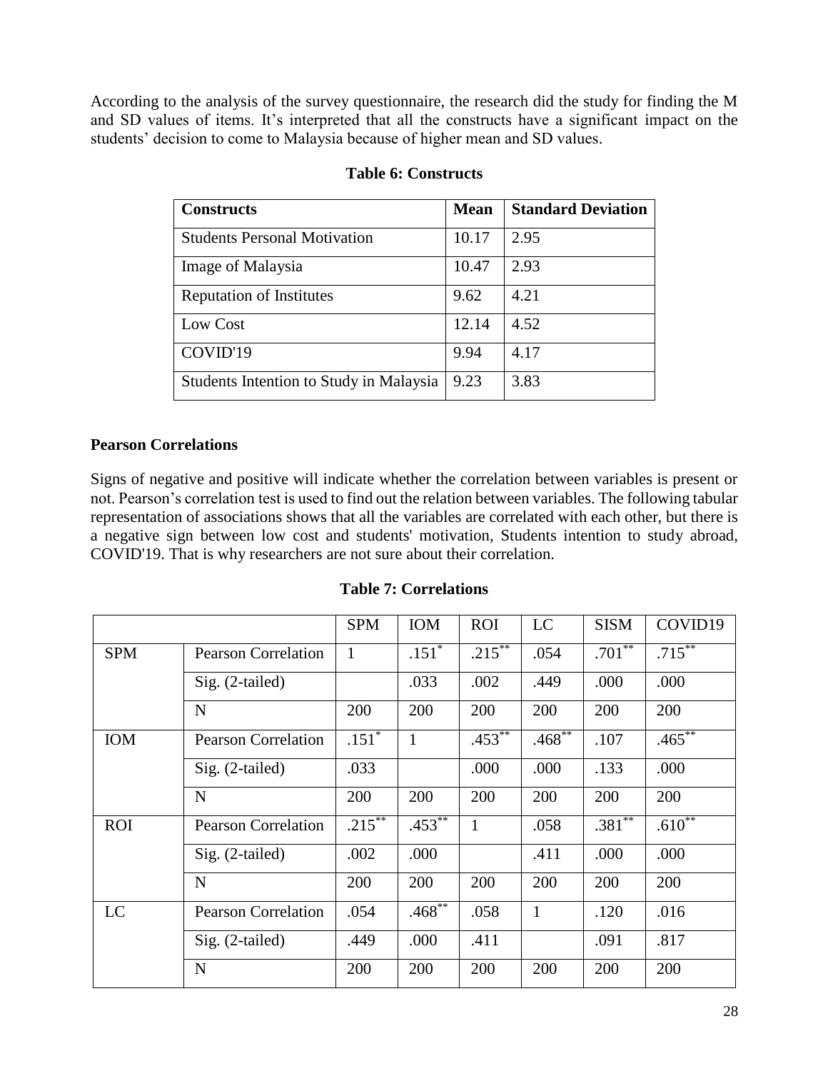According to the analysis of the survey questionnaire, the research did the study for finding the M and SD values of items. It's interpreted that all the constructs have a significant impact on the students' decision to come to Malaysia because of higher mean and SD values.

**Table 6: Constructs**

| Constructs | Mean | Standard Deviation |
|---|---|---|
| Students Personal Motivation | 10.17 | 2.95 |
| Image of Malaysia | 10.47 | 2.93 |
| Reputation of Institutes | 9.62 | 4.21 |
| Low Cost | 12.14 | 4.52 |
| COVID'19 | 9.94 | 4.17 |
| Students Intention to Study in Malaysia | 9.23 | 3.83 |

**Pearson Correlations**

Signs of negative and positive will indicate whether the correlation between variables is present or not. Pearson's correlation test is used to find out the relation between variables. The following tabular representation of associations shows that all the variables are correlated with each other, but there is a negative sign between low cost and students' motivation, Students intention to study abroad, COVID'19. That is why researchers are not sure about their correlation.

**Table 7: Correlations**

| | | SPM | IOM | ROI | LC | SISM | COVID19 |
|---|---|---|---|---|---|---|---|
| SPM | Pearson Correlation | 1 | .151* | .215** | .054 | .701** | .715** |
| | Sig. (2-tailed) | | .033 | .002 | .449 | .000 | .000 |
| | N | 200 | 200 | 200 | 200 | 200 | 200 |
| IOM | Pearson Correlation | .151* | 1 | .453** | .468** | .107 | .465** |
| | Sig. (2-tailed) | .033 | | .000 | .000 | .133 | .000 |
| | N | 200 | 200 | 200 | 200 | 200 | 200 |
| ROI | Pearson Correlation | .215** | .453** | 1 | .058 | .381** | .610** |
| | Sig. (2-tailed) | .002 | .000 | | .411 | .000 | .000 |
| | N | 200 | 200 | 200 | 200 | 200 | 200 |
| LC | Pearson Correlation | .054 | .468** | .058 | 1 | .120 | .016 |
| | Sig. (2-tailed) | .449 | .000 | .411 | | .091 | .817 |
| | N | 200 | 200 | 200 | 200 | 200 | 200 |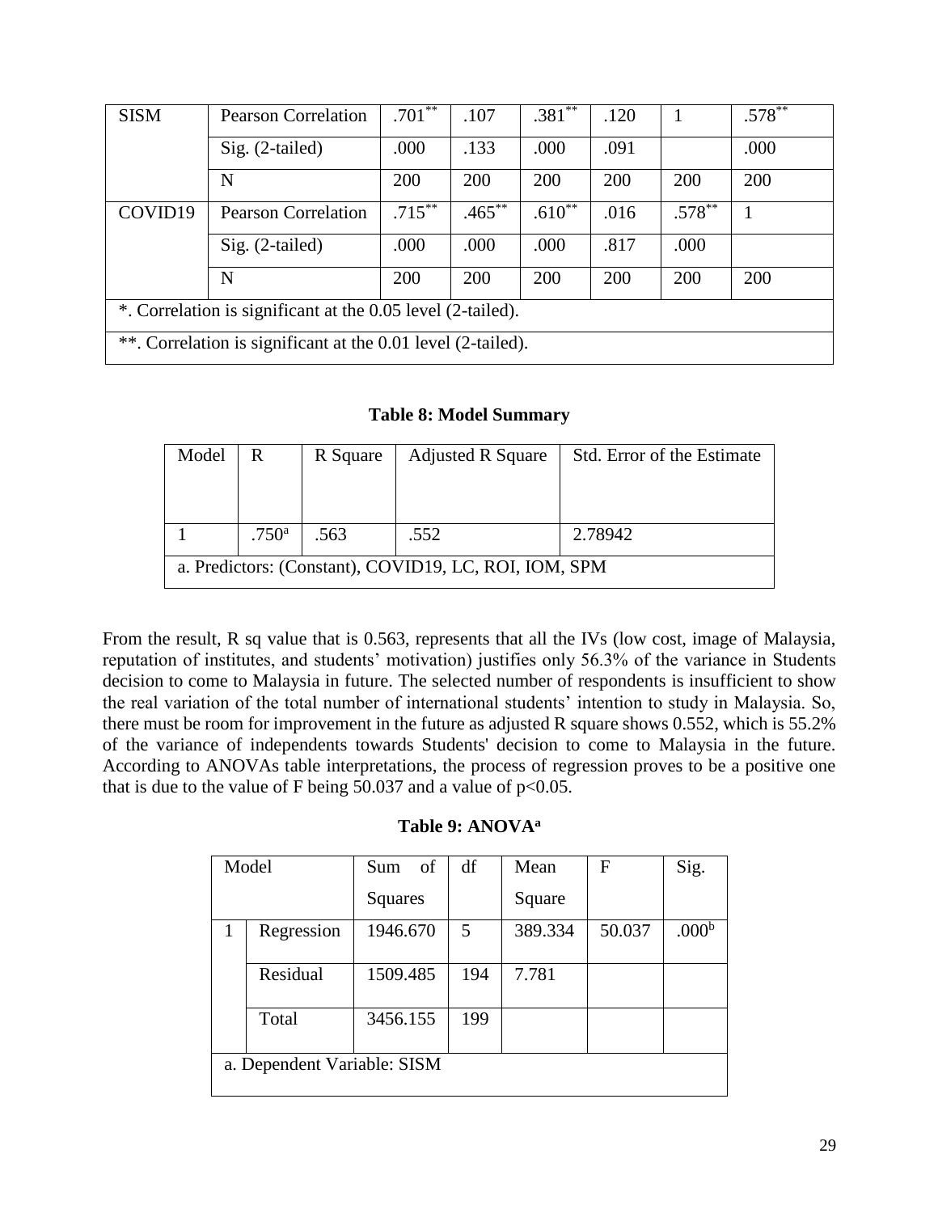| SISM | Pearson Correlation | .701** | .107 | .381** | .120 | 1 | .578** |
|---|---|---|---|---|---|---|---|
| | Sig. (2-tailed) | .000 | .133 | .000 | .091 | | .000 |
| | N | 200 | 200 | 200 | 200 | 200 | 200 |
| COVID19 | Pearson Correlation | .715** | .465** | .610** | .016 | .578** | 1 |
| | Sig. (2-tailed) | .000 | .000 | .000 | .817 | .000 | |
| | N | 200 | 200 | 200 | 200 | 200 | 200 |
| *. Correlation is significant at the 0.05 level (2-tailed). | | | | | | | |
| **. Correlation is significant at the 0.01 level (2-tailed). | | | | | | | |

**Table 8: Model Summary**

| Model | R | R Square | Adjusted R Square | Std. Error of the Estimate |
|---|---|---|---|---|
| 1 | .750[a] | .563 | .552 | 2.78942 |
| a. Predictors: (Constant), COVID19, LC, ROI, IOM, SPM | | | | |

From the result, R sq value that is 0.563, represents that all the IVs (low cost, image of Malaysia, reputation of institutes, and students' motivation) justifies only 56.3% of the variance in Students decision to come to Malaysia in future. The selected number of respondents is insufficient to show the real variation of the total number of international students' intention to study in Malaysia. So, there must be room for improvement in the future as adjusted R square shows 0.552, which is 55.2% of the variance of independents towards Students' decision to come to Malaysia in the future. According to ANOVAs table interpretations, the process of regression proves to be a positive one that is due to the value of F being 50.037 and a value of $p<0.05$.

**Table 9: ANOVA[a]**

| Model | | Sum of Squares | df | Mean Square | F | Sig. |
|---|---|---|---|---|---|---|
| 1 | Regression | 1946.670 | 5 | 389.334 | 50.037 | .000[b] |
| | Residual | 1509.485 | 194 | 7.781 | | |
| | Total | 3456.155 | 199 | | | |
| a. Dependent Variable: SISM | | | | | | |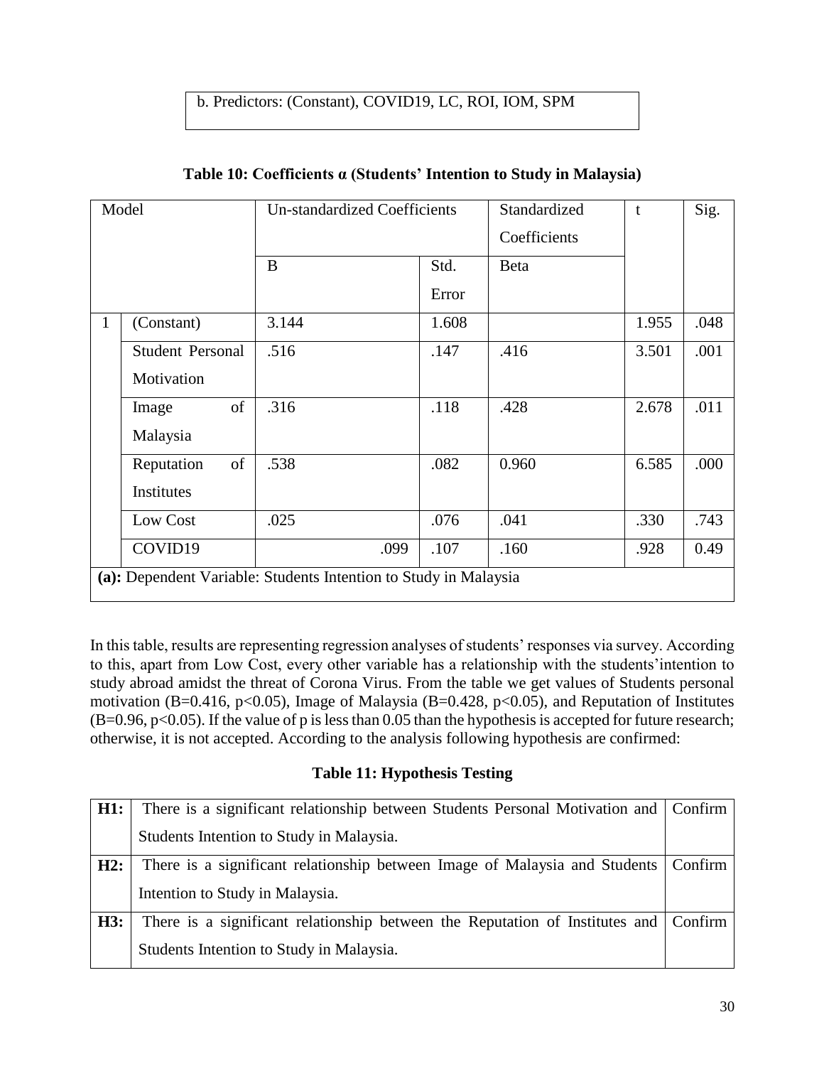| b. Predictors: (Constant), COVID19, LC, ROI, IOM, SPM |
|---|

**Table 10: Coefficients α (Students' Intention to Study in Malaysia)**

| Model | | Un-standardized Coefficients | | Standardized Coefficients | t | Sig. |
|---|---|---|---|---|---|---|
| | | B | Std. Error | Beta | | |
| 1 | (Constant) | 3.144 | 1.608 | | 1.955 | .048 |
| | Student Personal Motivation | .516 | .147 | .416 | 3.501 | .001 |
| | Image of Malaysia | .316 | .118 | .428 | 2.678 | .011 |
| | Reputation of Institutes | .538 | .082 | 0.960 | 6.585 | .000 |
| | Low Cost | .025 | .076 | .041 | .330 | .743 |
| | COVID19 | .099 | .107 | .160 | .928 | 0.49 |
| **(a):** Dependent Variable: Students Intention to Study in Malaysia | | | | | | |

In this table, results are representing regression analyses of students' responses via survey. According to this, apart from Low Cost, every other variable has a relationship with the students'intention to study abroad amidst the threat of Corona Virus. From the table we get values of Students personal motivation (B=0.416, $p<0.05$), Image of Malaysia (B=0.428, $p<0.05$), and Reputation of Institutes (B=0.96, $p<0.05$). If the value of p is less than 0.05 than the hypothesis is accepted for future research; otherwise, it is not accepted. According to the analysis following hypothesis are confirmed:

**Table 11: Hypothesis Testing**

| | | |
|---|---|---|
| **H1:** | There is a significant relationship between Students Personal Motivation and Students Intention to Study in Malaysia. | Confirm |
| **H2:** | There is a significant relationship between Image of Malaysia and Students Intention to Study in Malaysia. | Confirm |
| **H3:** | There is a significant relationship between the Reputation of Institutes and Students Intention to Study in Malaysia. | Confirm |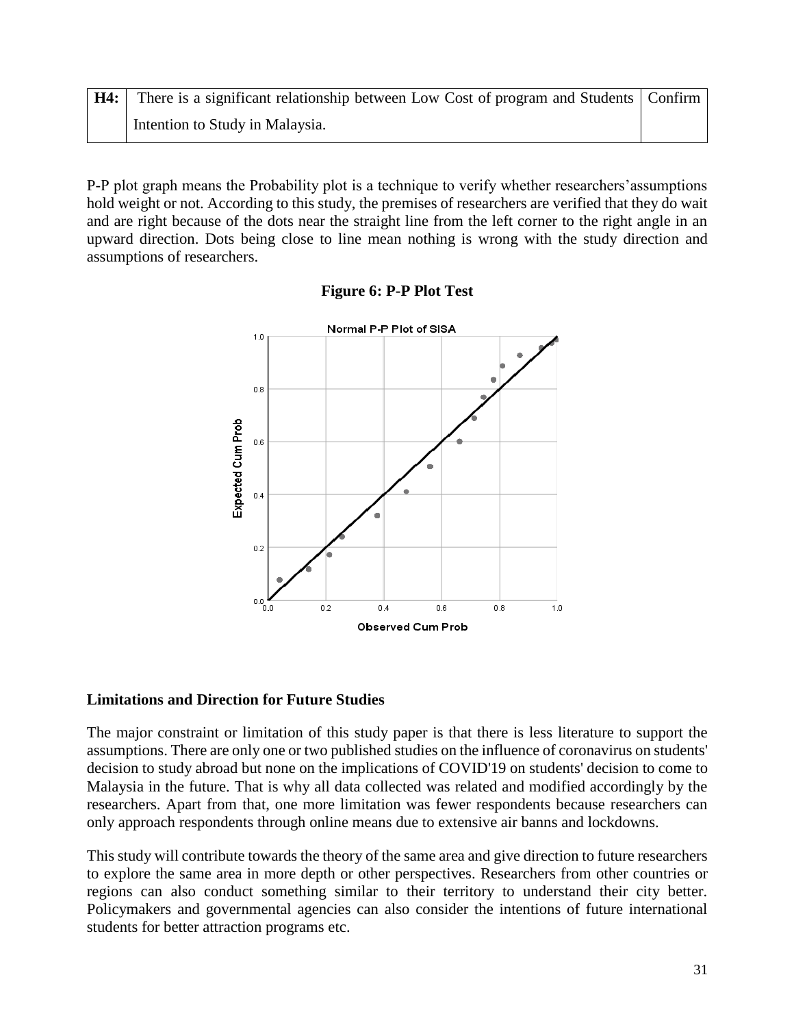| **H4:** | There is a significant relationship between Low Cost of program and Students Intention to Study in Malaysia. | Confirm |
|---|---|---|

P-P plot graph means the Probability plot is a technique to verify whether researchers' assumptions hold weight or not. According to this study, the premises of researchers are verified that they do wait and are right because of the dots near the straight line from the left corner to the right angle in an upward direction. Dots being close to line mean nothing is wrong with the study direction and assumptions of researchers.

**Figure 6: P-P Plot Test**

## Limitations and Direction for Future Studies

The major constraint or limitation of this study paper is that there is less literature to support the assumptions. There are only one or two published studies on the influence of coronavirus on students' decision to study abroad but none on the implications of COVID'19 on students' decision to come to Malaysia in the future. That is why all data collected was related and modified accordingly by the researchers. Apart from that, one more limitation was fewer respondents because researchers can only approach respondents through online means due to extensive air banns and lockdowns.

This study will contribute towards the theory of the same area and give direction to future researchers to explore the same area in more depth or other perspectives. Researchers from other countries or regions can also conduct something similar to their territory to understand their city better. Policymakers and governmental agencies can also consider the intentions of future international students for better attraction programs etc.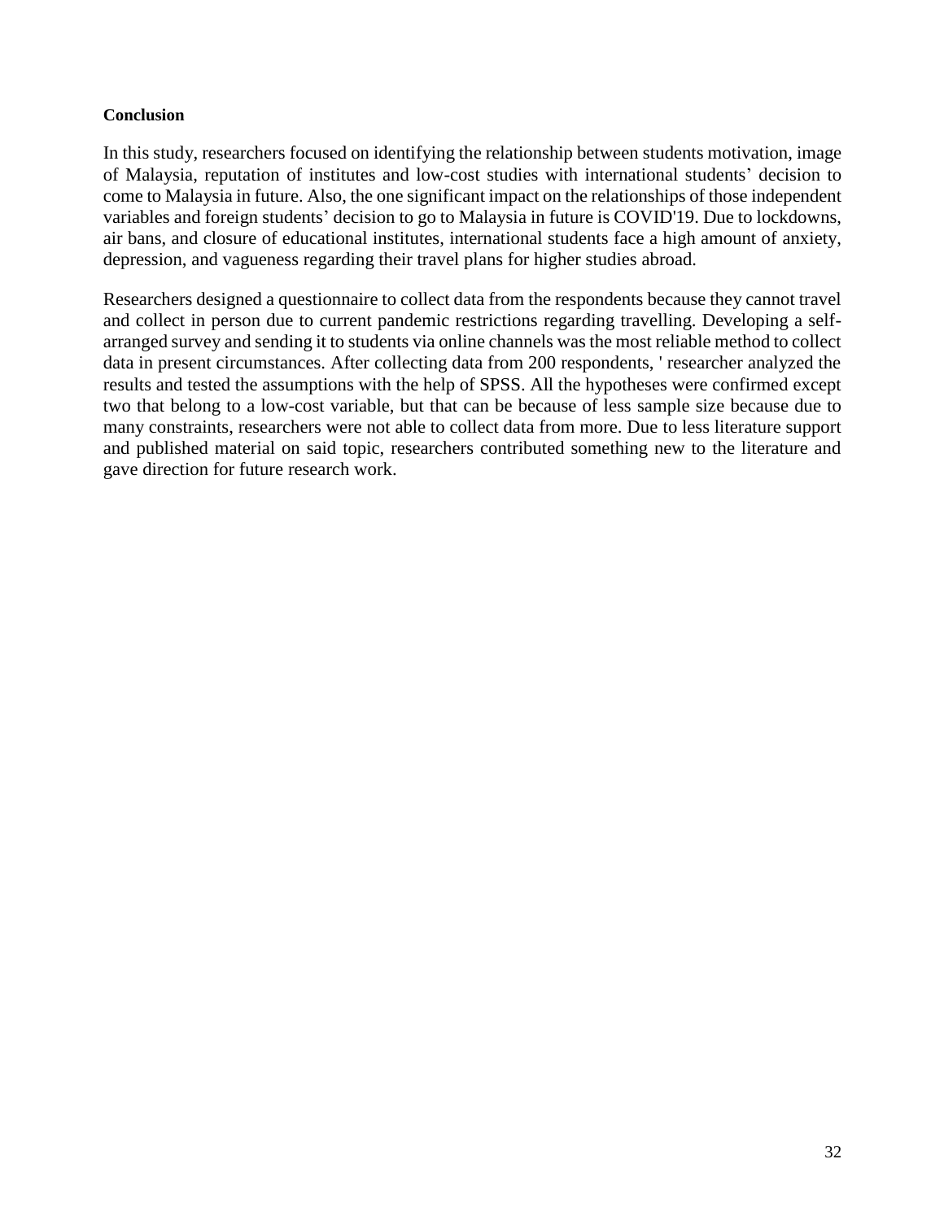**Conclusion**

In this study, researchers focused on identifying the relationship between students motivation, image of Malaysia, reputation of institutes and low-cost studies with international students' decision to come to Malaysia in future. Also, the one significant impact on the relationships of those independent variables and foreign students' decision to go to Malaysia in future is COVID'19. Due to lockdowns, air bans, and closure of educational institutes, international students face a high amount of anxiety, depression, and vagueness regarding their travel plans for higher studies abroad.

Researchers designed a questionnaire to collect data from the respondents because they cannot travel and collect in person due to current pandemic restrictions regarding travelling. Developing a self-arranged survey and sending it to students via online channels was the most reliable method to collect data in present circumstances. After collecting data from 200 respondents, ' researcher analyzed the results and tested the assumptions with the help of SPSS. All the hypotheses were confirmed except two that belong to a low-cost variable, but that can be because of less sample size because due to many constraints, researchers were not able to collect data from more. Due to less literature support and published material on said topic, researchers contributed something new to the literature and gave direction for future research work.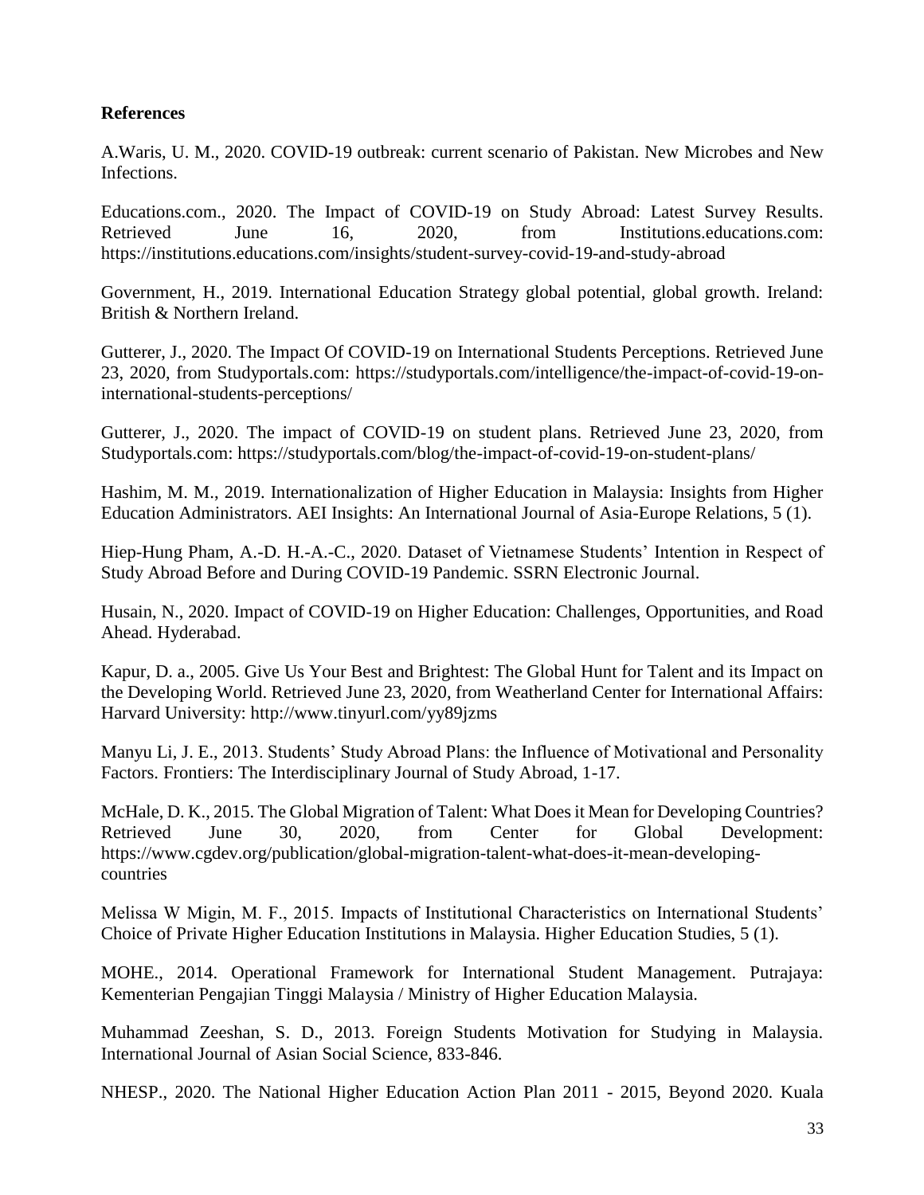**References**

A.Waris, U. M., 2020. COVID-19 outbreak: current scenario of Pakistan. New Microbes and New Infections.

Educations.com., 2020. The Impact of COVID-19 on Study Abroad: Latest Survey Results. Retrieved June 16, 2020, from Institutions.educations.com: https://institutions.educations.com/insights/student-survey-covid-19-and-study-abroad

Government, H., 2019. International Education Strategy global potential, global growth. Ireland: British & Northern Ireland.

Gutterer, J., 2020. The Impact Of COVID-19 on International Students Perceptions. Retrieved June 23, 2020, from Studyportals.com: https://studyportals.com/intelligence/the-impact-of-covid-19-on-international-students-perceptions/

Gutterer, J., 2020. The impact of COVID-19 on student plans. Retrieved June 23, 2020, from Studyportals.com: https://studyportals.com/blog/the-impact-of-covid-19-on-student-plans/

Hashim, M. M., 2019. Internationalization of Higher Education in Malaysia: Insights from Higher Education Administrators. AEI Insights: An International Journal of Asia-Europe Relations, 5 (1).

Hiep-Hung Pham, A.-D. H.-A.-C., 2020. Dataset of Vietnamese Students' Intention in Respect of Study Abroad Before and During COVID-19 Pandemic. SSRN Electronic Journal.

Husain, N., 2020. Impact of COVID-19 on Higher Education: Challenges, Opportunities, and Road Ahead. Hyderabad.

Kapur, D. a., 2005. Give Us Your Best and Brightest: The Global Hunt for Talent and its Impact on the Developing World. Retrieved June 23, 2020, from Weatherland Center for International Affairs: Harvard University: http://www.tinyurl.com/yy89jzms

Manyu Li, J. E., 2013. Students' Study Abroad Plans: the Influence of Motivational and Personality Factors. Frontiers: The Interdisciplinary Journal of Study Abroad, 1-17.

McHale, D. K., 2015. The Global Migration of Talent: What Does it Mean for Developing Countries? Retrieved June 30, 2020, from Center for Global Development: https://www.cgdev.org/publication/global-migration-talent-what-does-it-mean-developing-countries

Melissa W Migin, M. F., 2015. Impacts of Institutional Characteristics on International Students' Choice of Private Higher Education Institutions in Malaysia. Higher Education Studies, 5 (1).

MOHE., 2014. Operational Framework for International Student Management. Putrajaya: Kementerian Pengajian Tinggi Malaysia / Ministry of Higher Education Malaysia.

Muhammad Zeeshan, S. D., 2013. Foreign Students Motivation for Studying in Malaysia. International Journal of Asian Social Science, 833-846.

NHESP., 2020. The National Higher Education Action Plan 2011 - 2015, Beyond 2020. Kuala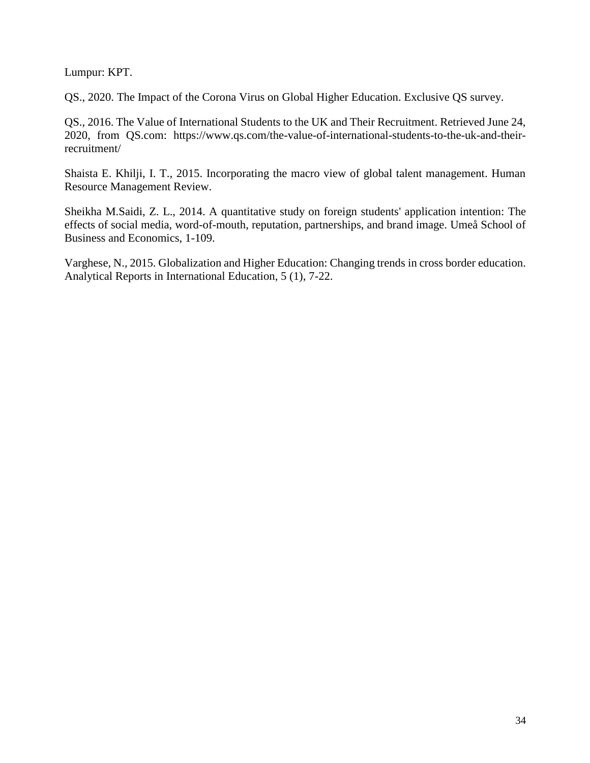Lumpur: KPT.

QS., 2020. The Impact of the Corona Virus on Global Higher Education. Exclusive QS survey.

QS., 2016. The Value of International Students to the UK and Their Recruitment. Retrieved June 24, 2020, from QS.com: https://www.qs.com/the-value-of-international-students-to-the-uk-and-their-recruitment/

Shaista E. Khilji, I. T., 2015. Incorporating the macro view of global talent management. Human Resource Management Review.

Sheikha M.Saidi, Z. L., 2014. A quantitative study on foreign students' application intention: The effects of social media, word-of-mouth, reputation, partnerships, and brand image. Umeå School of Business and Economics, 1-109.

Varghese, N., 2015. Globalization and Higher Education: Changing trends in cross border education. Analytical Reports in International Education, 5 (1), 7-22.